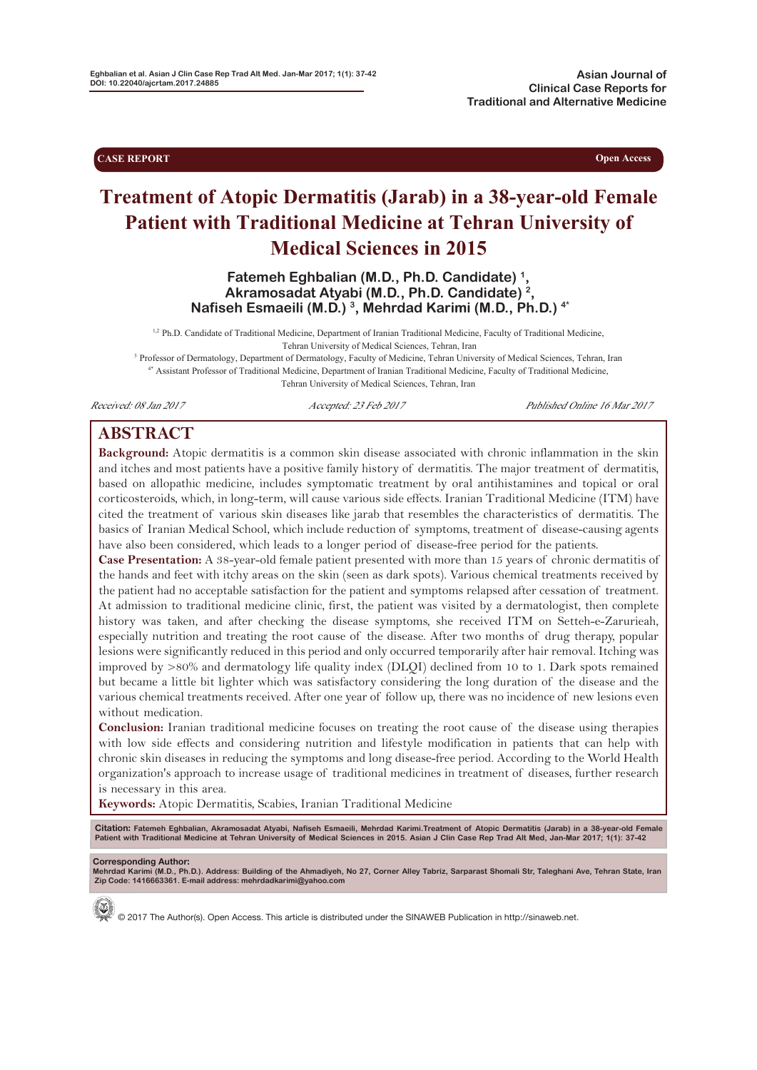Asian Journal of Clinical Case Reports for Traditional and Alternative Medicine

CASE REPORT | Open Access

# Treatment of Atopic Dermatitis (Jarab) in a 38-year-old Female Patient with Traditional Medicine at Tehran University of Medical Sciences in 2015

**Fatemeh Eghbalian (M.D., Ph.D. Candidate) [1], Akramosadat Atyabi (M.D., Ph.D. Candidate) [2], Nafiseh Esmaeili (M.D.) [3], Mehrdad Karimi (M.D., Ph.D.) [4*]**

[1,2] Ph.D. Candidate of Traditional Medicine, Department of Iranian Traditional Medicine, Faculty of Traditional Medicine, Tehran University of Medical Sciences, Tehran, Iran

[3] Professor of Dermatology, Department of Dermatology, Faculty of Medicine, Tehran University of Medical Sciences, Tehran, Iran

[4*] Assistant Professor of Traditional Medicine, Department of Iranian Traditional Medicine, Faculty of Traditional Medicine, Tehran University of Medical Sciences, Tehran, Iran

*Received: 08 Jan 2017* *Accepted: 23 Feb 2017* *Published Online 16 Mar 2017*

## ABSTRACT

**Background:** Atopic dermatitis is a common skin disease associated with chronic inflammation in the skin and itches and most patients have a positive family history of dermatitis. The major treatment of dermatitis, based on allopathic medicine, includes symptomatic treatment by oral antihistamines and topical or oral corticosteroids, which, in long-term, will cause various side effects. Iranian Traditional Medicine (ITM) have cited the treatment of various skin diseases like jarab that resembles the characteristics of dermatitis. The basics of Iranian Medical School, which include reduction of symptoms, treatment of disease-causing agents have also been considered, which leads to a longer period of disease-free period for the patients.

**Case Presentation:** A 38-year-old female patient presented with more than 15 years of chronic dermatitis of the hands and feet with itchy areas on the skin (seen as dark spots). Various chemical treatments received by the patient had no acceptable satisfaction for the patient and symptoms relapsed after cessation of treatment. At admission to traditional medicine clinic, first, the patient was visited by a dermatologist, then complete history was taken, and after checking the disease symptoms, she received ITM on Setteh-e-Zarurieah, especially nutrition and treating the root cause of the disease. After two months of drug therapy, popular lesions were significantly reduced in this period and only occurred temporarily after hair removal. Itching was improved by >80% and dermatology life quality index (DLQI) declined from 10 to 1. Dark spots remained but became a little bit lighter which was satisfactory considering the long duration of the disease and the various chemical treatments received. After one year of follow up, there was no incidence of new lesions even without medication.

**Conclusion:** Iranian traditional medicine focuses on treating the root cause of the disease using therapies with low side effects and considering nutrition and lifestyle modification in patients that can help with chronic skin diseases in reducing the symptoms and long disease-free period. According to the World Health organization's approach to increase usage of traditional medicines in treatment of diseases, further research is necessary in this area.

**Keywords:** Atopic Dermatitis, Scabies, Iranian Traditional Medicine

**Citation:** Fatemeh Eghbalian, Akramosadat Atyabi, Nafiseh Esmaeili, Mehrdad Karimi.Treatment of Atopic Dermatitis (Jarab) in a 38-year-old Female Patient with Traditional Medicine at Tehran University of Medical Sciences in 2015. Asian J Clin Case Rep Trad Alt Med, Jan-Mar 2017; 1(1): 37-42

**Corresponding Author:**
Mehrdad Karimi (M.D., Ph.D.). Address: Building of the Ahmadiyeh, No 27, Corner Alley Tabriz, Sarparast Shomali Str, Taleghani Ave, Tehran State, Iran Zip Code: 1416663361. E-mail address: mehrdadkarimi@yahoo.com

© 2017 The Author(s). Open Access. This article is distributed under the SINAWEB Publication in http://sinaweb.net.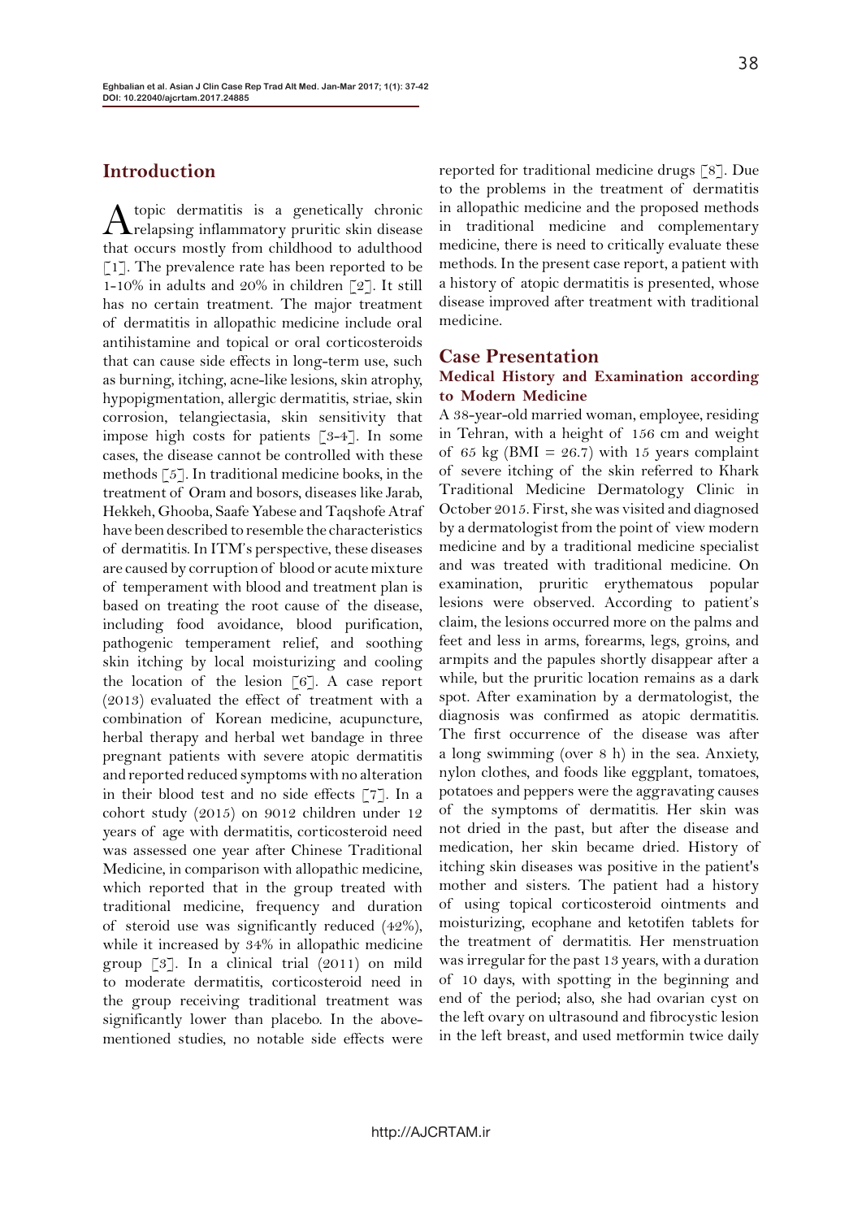## Introduction

Atopic dermatitis is a genetically chronic relapsing inflammatory pruritic skin disease that occurs mostly from childhood to adulthood [1]. The prevalence rate has been reported to be 1-10% in adults and 20% in children [2]. It still has no certain treatment. The major treatment of dermatitis in allopathic medicine include oral antihistamine and topical or oral corticosteroids that can cause side effects in long-term use, such as burning, itching, acne-like lesions, skin atrophy, hypopigmentation, allergic dermatitis, striae, skin corrosion, telangiectasia, skin sensitivity that impose high costs for patients [3-4]. In some cases, the disease cannot be controlled with these methods [5]. In traditional medicine books, in the treatment of Oram and bosors, diseases like Jarab, Hekkeh, Ghooba, Saafe Yabese and Taqshofe Atraf have been described to resemble the characteristics of dermatitis. In ITM's perspective, these diseases are caused by corruption of blood or acute mixture of temperament with blood and treatment plan is based on treating the root cause of the disease, including food avoidance, blood purification, pathogenic temperament relief, and soothing skin itching by local moisturizing and cooling the location of the lesion [6]. A case report (2013) evaluated the effect of treatment with a combination of Korean medicine, acupuncture, herbal therapy and herbal wet bandage in three pregnant patients with severe atopic dermatitis and reported reduced symptoms with no alteration in their blood test and no side effects [7]. In a cohort study (2015) on 9012 children under 12 years of age with dermatitis, corticosteroid need was assessed one year after Chinese Traditional Medicine, in comparison with allopathic medicine, which reported that in the group treated with traditional medicine, frequency and duration of steroid use was significantly reduced (42%), while it increased by 34% in allopathic medicine group [3]. In a clinical trial (2011) on mild to moderate dermatitis, corticosteroid need in the group receiving traditional treatment was significantly lower than placebo. In the above-mentioned studies, no notable side effects were reported for traditional medicine drugs [8]. Due to the problems in the treatment of dermatitis in allopathic medicine and the proposed methods in traditional medicine and complementary medicine, there is need to critically evaluate these methods. In the present case report, a patient with a history of atopic dermatitis is presented, whose disease improved after treatment with traditional medicine.

## Case Presentation

### Medical History and Examination according to Modern Medicine

A 38-year-old married woman, employee, residing in Tehran, with a height of 156 cm and weight of 65 kg (BMI = 26.7) with 15 years complaint of severe itching of the skin referred to Khark Traditional Medicine Dermatology Clinic in October 2015. First, she was visited and diagnosed by a dermatologist from the point of view modern medicine and by a traditional medicine specialist and was treated with traditional medicine. On examination, pruritic erythematous popular lesions were observed. According to patient's claim, the lesions occurred more on the palms and feet and less in arms, forearms, legs, groins, and armpits and the papules shortly disappear after a while, but the pruritic location remains as a dark spot. After examination by a dermatologist, the diagnosis was confirmed as atopic dermatitis. The first occurrence of the disease was after a long swimming (over 8 h) in the sea. Anxiety, nylon clothes, and foods like eggplant, tomatoes, potatoes and peppers were the aggravating causes of the symptoms of dermatitis. Her skin was not dried in the past, but after the disease and medication, her skin became dried. History of itching skin diseases was positive in the patient's mother and sisters. The patient had a history of using topical corticosteroid ointments and moisturizing, ecophane and ketotifen tablets for the treatment of dermatitis. Her menstruation was irregular for the past 13 years, with a duration of 10 days, with spotting in the beginning and end of the period; also, she had ovarian cyst on the left ovary on ultrasound and fibrocystic lesion in the left breast, and used metformin twice daily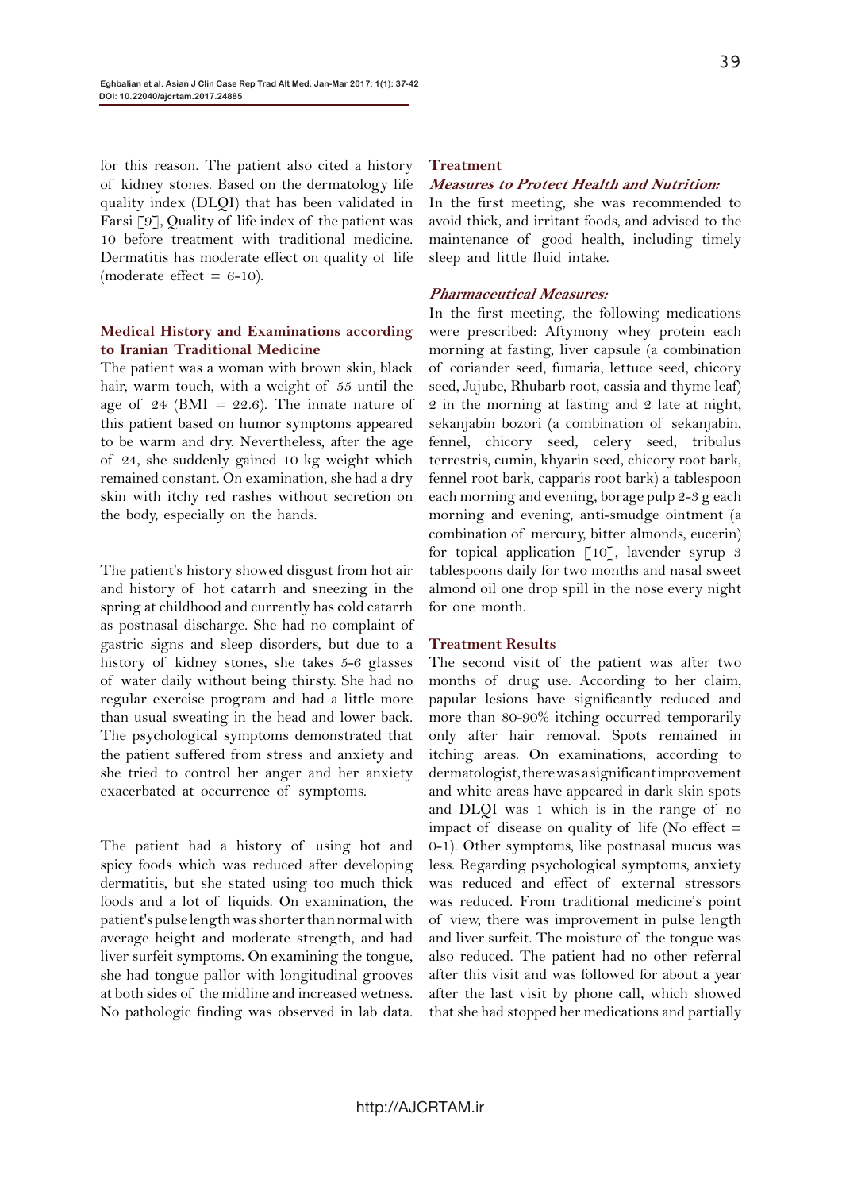for this reason. The patient also cited a history of kidney stones. Based on the dermatology life quality index (DLQI) that has been validated in Farsi [9], Quality of life index of the patient was 10 before treatment with traditional medicine. Dermatitis has moderate effect on quality of life (moderate effect = 6-10).

### Medical History and Examinations according to Iranian Traditional Medicine

The patient was a woman with brown skin, black hair, warm touch, with a weight of 55 until the age of 24 (BMI = 22.6). The innate nature of this patient based on humor symptoms appeared to be warm and dry. Nevertheless, after the age of 24, she suddenly gained 10 kg weight which remained constant. On examination, she had a dry skin with itchy red rashes without secretion on the body, especially on the hands.

The patient's history showed disgust from hot air and history of hot catarrh and sneezing in the spring at childhood and currently has cold catarrh as postnasal discharge. She had no complaint of gastric signs and sleep disorders, but due to a history of kidney stones, she takes 5-6 glasses of water daily without being thirsty. She had no regular exercise program and had a little more than usual sweating in the head and lower back. The psychological symptoms demonstrated that the patient suffered from stress and anxiety and she tried to control her anger and her anxiety exacerbated at occurrence of symptoms.

The patient had a history of using hot and spicy foods which was reduced after developing dermatitis, but she stated using too much thick foods and a lot of liquids. On examination, the patient's pulse length was shorter than normal with average height and moderate strength, and had liver surfeit symptoms. On examining the tongue, she had tongue pallor with longitudinal grooves at both sides of the midline and increased wetness. No pathologic finding was observed in lab data.

### Treatment

#### *Measures to Protect Health and Nutrition:*

In the first meeting, she was recommended to avoid thick, and irritant foods, and advised to the maintenance of good health, including timely sleep and little fluid intake.

#### *Pharmaceutical Measures:*

In the first meeting, the following medications were prescribed: Aftymony whey protein each morning at fasting, liver capsule (a combination of coriander seed, fumaria, lettuce seed, chicory seed, Jujube, Rhubarb root, cassia and thyme leaf) 2 in the morning at fasting and 2 late at night, sekanjabin bozori (a combination of sekanjabin, fennel, chicory seed, celery seed, tribulus terrestris, cumin, khyarin seed, chicory root bark, fennel root bark, capparis root bark) a tablespoon each morning and evening, borage pulp 2-3 g each morning and evening, anti-smudge ointment (a combination of mercury, bitter almonds, eucerin) for topical application [10], lavender syrup 3 tablespoons daily for two months and nasal sweet almond oil one drop spill in the nose every night for one month.

### Treatment Results

The second visit of the patient was after two months of drug use. According to her claim, papular lesions have significantly reduced and more than 80-90% itching occurred temporarily only after hair removal. Spots remained in itching areas. On examinations, according to dermatologist, there was a significant improvement and white areas have appeared in dark skin spots and DLQI was 1 which is in the range of no impact of disease on quality of life (No effect = 0-1). Other symptoms, like postnasal mucus was less. Regarding psychological symptoms, anxiety was reduced and effect of external stressors was reduced. From traditional medicine's point of view, there was improvement in pulse length and liver surfeit. The moisture of the tongue was also reduced. The patient had no other referral after this visit and was followed for about a year after the last visit by phone call, which showed that she had stopped her medications and partially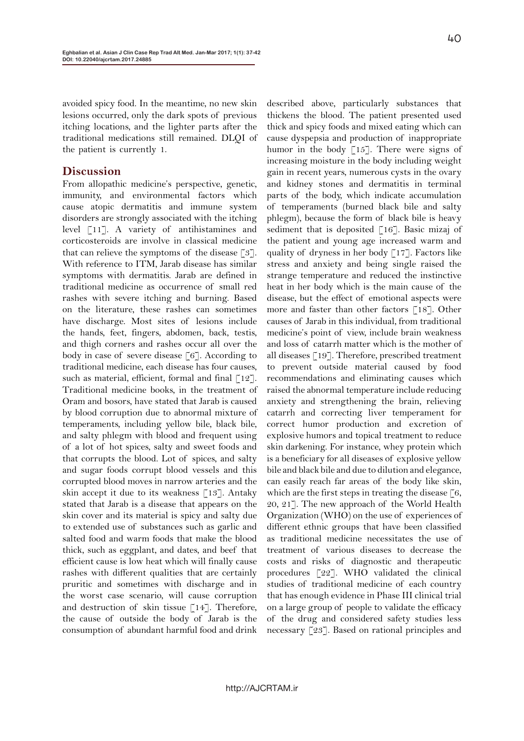avoided spicy food. In the meantime, no new skin lesions occurred, only the dark spots of previous itching locations, and the lighter parts after the traditional medications still remained. DLQI of the patient is currently 1.

## Discussion

From allopathic medicine's perspective, genetic, immunity, and environmental factors which cause atopic dermatitis and immune system disorders are strongly associated with the itching level [11]. A variety of antihistamines and corticosteroids are involve in classical medicine that can relieve the symptoms of the disease [3]. With reference to ITM, Jarab disease has similar symptoms with dermatitis. Jarab are defined in traditional medicine as occurrence of small red rashes with severe itching and burning. Based on the literature, these rashes can sometimes have discharge. Most sites of lesions include the hands, feet, fingers, abdomen, back, testis, and thigh corners and rashes occur all over the body in case of severe disease [6]. According to traditional medicine, each disease has four causes, such as material, efficient, formal and final [12]. Traditional medicine books, in the treatment of Oram and bosors, have stated that Jarab is caused by blood corruption due to abnormal mixture of temperaments, including yellow bile, black bile, and salty phlegm with blood and frequent using of a lot of hot spices, salty and sweet foods and that corrupts the blood. Lot of spices, and salty and sugar foods corrupt blood vessels and this corrupted blood moves in narrow arteries and the skin accept it due to its weakness [13]. Antaky stated that Jarab is a disease that appears on the skin cover and its material is spicy and salty due to extended use of substances such as garlic and salted food and warm foods that make the blood thick, such as eggplant, and dates, and beef that efficient cause is low heat which will finally cause rashes with different qualities that are certainly pruritic and sometimes with discharge and in the worst case scenario, will cause corruption and destruction of skin tissue [14]. Therefore, the cause of outside the body of Jarab is the consumption of abundant harmful food and drink described above, particularly substances that thickens the blood. The patient presented used thick and spicy foods and mixed eating which can cause dyspepsia and production of inappropriate humor in the body [15]. There were signs of increasing moisture in the body including weight gain in recent years, numerous cysts in the ovary and kidney stones and dermatitis in terminal parts of the body, which indicate accumulation of temperaments (burned black bile and salty phlegm), because the form of black bile is heavy sediment that is deposited [16]. Basic mizaj of the patient and young age increased warm and quality of dryness in her body [17]. Factors like stress and anxiety and being single raised the strange temperature and reduced the instinctive heat in her body which is the main cause of the disease, but the effect of emotional aspects were more and faster than other factors [18]. Other causes of Jarab in this individual, from traditional medicine's point of view, include brain weakness and loss of catarrh matter which is the mother of all diseases [19]. Therefore, prescribed treatment to prevent outside material caused by food recommendations and eliminating causes which raised the abnormal temperature include reducing anxiety and strengthening the brain, relieving catarrh and correcting liver temperament for correct humor production and excretion of explosive humors and topical treatment to reduce skin darkening. For instance, whey protein which is a beneficiary for all diseases of explosive yellow bile and black bile and due to dilution and elegance, can easily reach far areas of the body like skin, which are the first steps in treating the disease [6, 20, 21]. The new approach of the World Health Organization (WHO) on the use of experiences of different ethnic groups that have been classified as traditional medicine necessitates the use of treatment of various diseases to decrease the costs and risks of diagnostic and therapeutic procedures [22]. WHO validated the clinical studies of traditional medicine of each country that has enough evidence in Phase III clinical trial on a large group of people to validate the efficacy of the drug and considered safety studies less necessary [23]. Based on rational principles and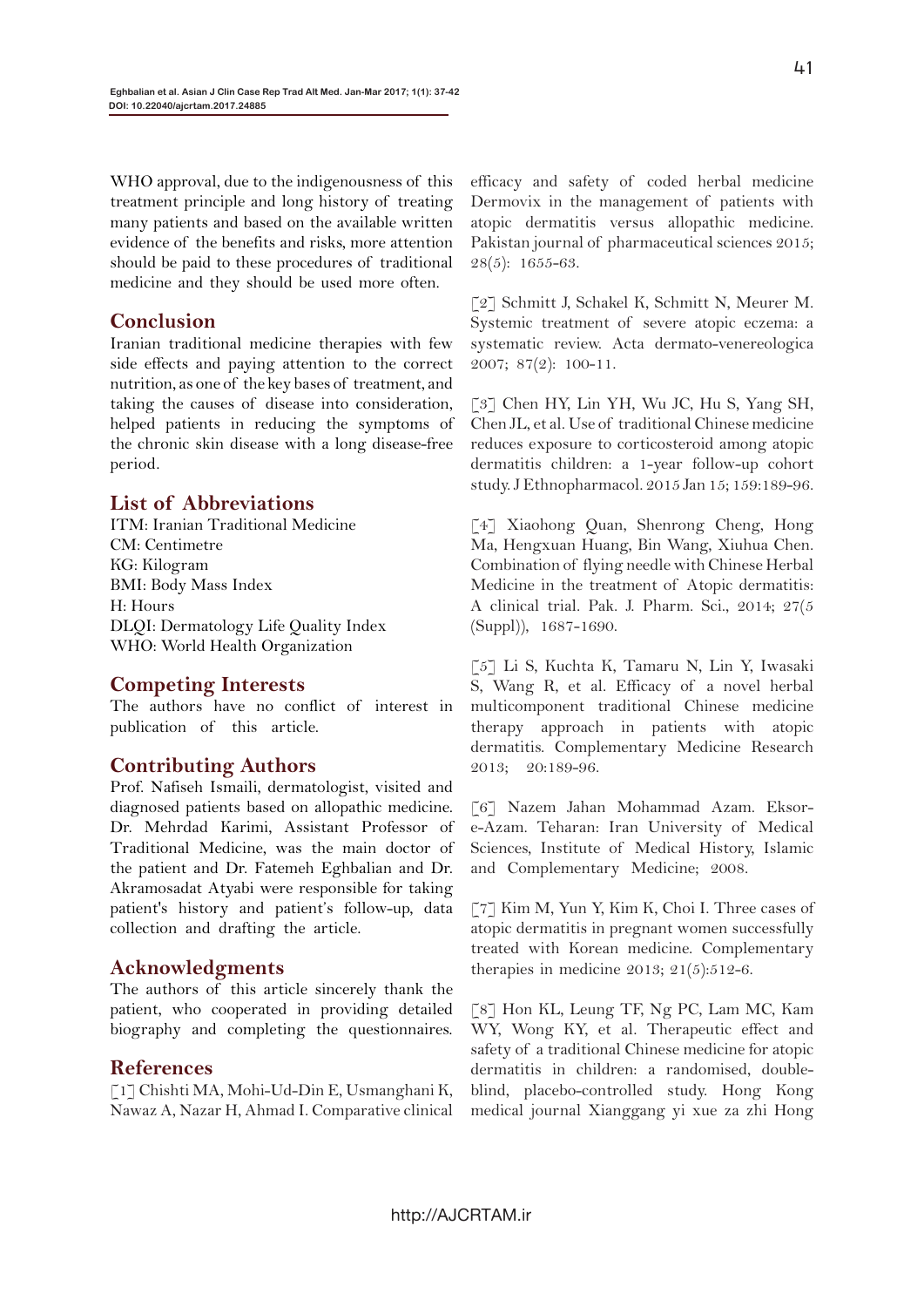WHO approval, due to the indigenousness of this treatment principle and long history of treating many patients and based on the available written evidence of the benefits and risks, more attention should be paid to these procedures of traditional medicine and they should be used more often.

## Conclusion

Iranian traditional medicine therapies with few side effects and paying attention to the correct nutrition, as one of the key bases of treatment, and taking the causes of disease into consideration, helped patients in reducing the symptoms of the chronic skin disease with a long disease-free period.

## List of Abbreviations

ITM: Iranian Traditional Medicine
CM: Centimetre
KG: Kilogram
BMI: Body Mass Index
H: Hours
DLQI: Dermatology Life Quality Index
WHO: World Health Organization

## Competing Interests

The authors have no conflict of interest in publication of this article.

## Contributing Authors

Prof. Nafiseh Ismaili, dermatologist, visited and diagnosed patients based on allopathic medicine. Dr. Mehrdad Karimi, Assistant Professor of Traditional Medicine, was the main doctor of the patient and Dr. Fatemeh Eghbalian and Dr. Akramosadat Atyabi were responsible for taking patient's history and patient's follow-up, data collection and drafting the article.

## Acknowledgments

The authors of this article sincerely thank the patient, who cooperated in providing detailed biography and completing the questionnaires.

## References

[1] Chishti MA, Mohi-Ud-Din E, Usmanghani K, Nawaz A, Nazar H, Ahmad I. Comparative clinical efficacy and safety of coded herbal medicine Dermovix in the management of patients with atopic dermatitis versus allopathic medicine. Pakistan journal of pharmaceutical sciences 2015; 28(5): 1655-63.

[2] Schmitt J, Schakel K, Schmitt N, Meurer M. Systemic treatment of severe atopic eczema: a systematic review. Acta dermato-venereologica 2007; 87(2): 100-11.

[3] Chen HY, Lin YH, Wu JC, Hu S, Yang SH, Chen JL, et al. Use of traditional Chinese medicine reduces exposure to corticosteroid among atopic dermatitis children: a 1-year follow-up cohort study. J Ethnopharmacol. 2015 Jan 15; 159:189-96.

[4] Xiaohong Quan, Shenrong Cheng, Hong Ma, Hengxuan Huang, Bin Wang, Xiuhua Chen. Combination of flying needle with Chinese Herbal Medicine in the treatment of Atopic dermatitis: A clinical trial. Pak. J. Pharm. Sci., 2014; 27(5 (Suppl)), 1687-1690.

[5] Li S, Kuchta K, Tamaru N, Lin Y, Iwasaki S, Wang R, et al. Efficacy of a novel herbal multicomponent traditional Chinese medicine therapy approach in patients with atopic dermatitis. Complementary Medicine Research 2013; 20:189-96.

[6] Nazem Jahan Mohammad Azam. Eksor-e-Azam. Teharan: Iran University of Medical Sciences, Institute of Medical History, Islamic and Complementary Medicine; 2008.

[7] Kim M, Yun Y, Kim K, Choi I. Three cases of atopic dermatitis in pregnant women successfully treated with Korean medicine. Complementary therapies in medicine 2013; 21(5):512-6.

[8] Hon KL, Leung TF, Ng PC, Lam MC, Kam WY, Wong KY, et al. Therapeutic effect and safety of a traditional Chinese medicine for atopic dermatitis in children: a randomised, double-blind, placebo-controlled study. Hong Kong medical journal Xianggang yi xue za zhi Hong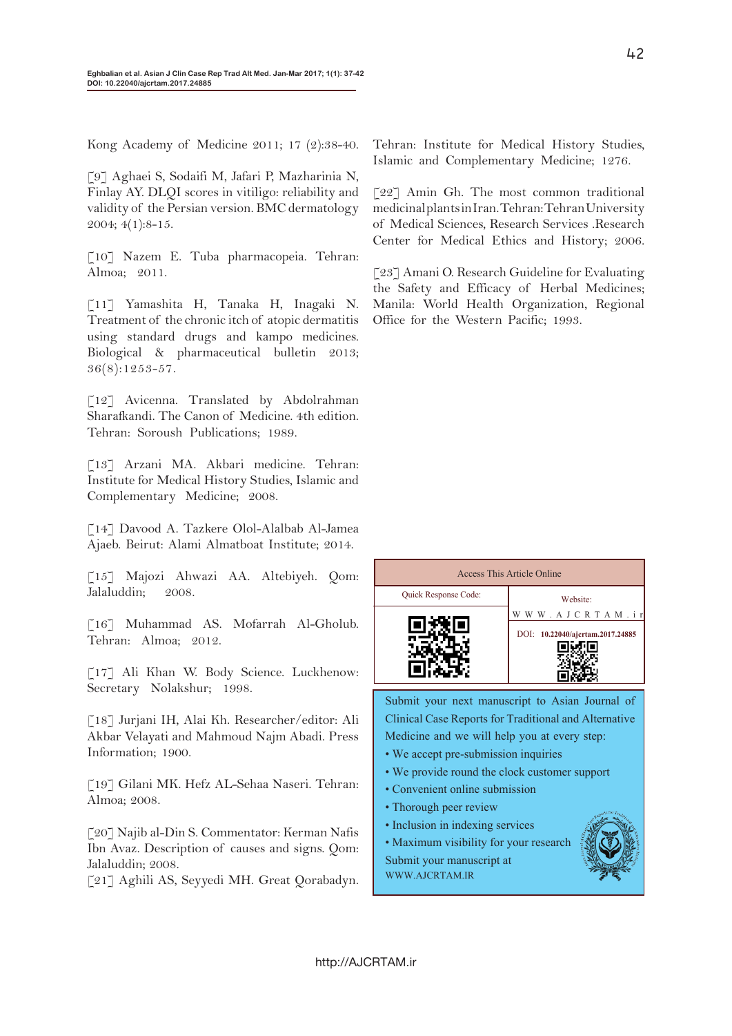Kong Academy of Medicine 2011; 17 (2):38-40.

[9] Aghaei S, Sodaifi M, Jafari P, Mazharinia N, Finlay AY. DLQI scores in vitiligo: reliability and validity of the Persian version. BMC dermatology 2004; 4(1):8-15.

[10] Nazem E. Tuba pharmacopeia. Tehran: Almoa; 2011.

[11] Yamashita H, Tanaka H, Inagaki N. Treatment of the chronic itch of atopic dermatitis using standard drugs and kampo medicines. Biological & pharmaceutical bulletin 2013; 36(8):1253-57.

[12] Avicenna. Translated by Abdolrahman Sharafkandi. The Canon of Medicine. 4th edition. Tehran: Soroush Publications; 1989.

[13] Arzani MA. Akbari medicine. Tehran: Institute for Medical History Studies, Islamic and Complementary Medicine; 2008.

[14] Davood A. Tazkere Olol-Alalbab Al-Jamea Ajaeb. Beirut: Alami Almatboat Institute; 2014.

[15] Majozi Ahwazi AA. Altebiyeh. Qom: Jalaluddin; 2008.

[16] Muhammad AS. Mofarrah Al-Gholub. Tehran: Almoa; 2012.

[17] Ali Khan W. Body Science. Luckhenow: Secretary Nolakshur; 1998.

[18] Jurjani IH, Alai Kh. Researcher/editor: Ali Akbar Velayati and Mahmoud Najm Abadi. Press Information; 1900.

[19] Gilani MK. Hefz AL-Sehaa Naseri. Tehran: Almoa; 2008.

[20] Najib al-Din S. Commentator: Kerman Nafis Ibn Avaz. Description of causes and signs. Qom: Jalaluddin; 2008.

[21] Aghili AS, Seyyedi MH. Great Qorabadyn. Tehran: Institute for Medical History Studies, Islamic and Complementary Medicine; 1276.

[22] Amin Gh. The most common traditional medicinal plants in Iran. Tehran: Tehran University of Medical Sciences, Research Services .Research Center for Medical Ethics and History; 2006.

[23] Amani O. Research Guideline for Evaluating the Safety and Efficacy of Herbal Medicines; Manila: World Health Organization, Regional Office for the Western Pacific; 1993.

| Access This Article Online | |
|---|---|
| Quick Response Code: | Website: WWW.AJCRTAM.ir |
| | DOI: 10.22040/ajcrtam.2017.24885 |

Submit your next manuscript to Asian Journal of Clinical Case Reports for Traditional and Alternative Medicine and we will help you at every step:

- We accept pre-submission inquiries
- We provide round the clock customer support
- Convenient online submission
- Thorough peer review
- Inclusion in indexing services
- Maximum visibility for your research

Submit your manuscript at
WWW.AJCRTAM.IR